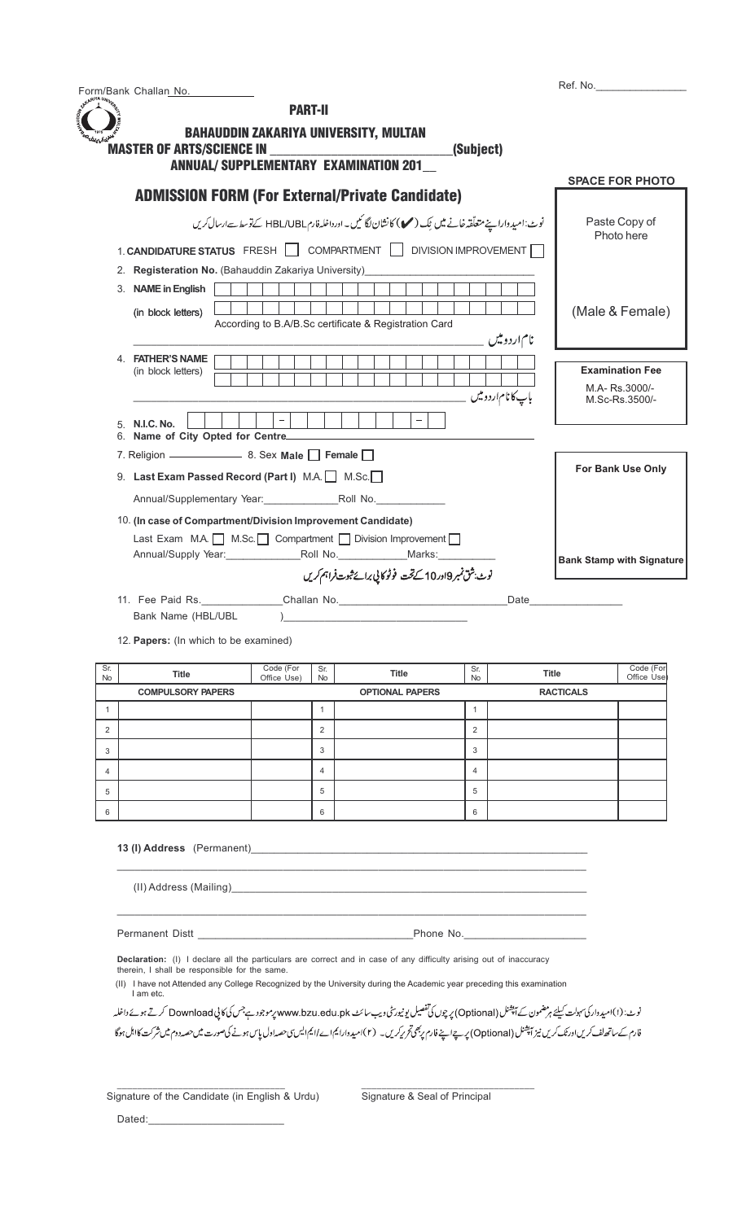Form/Bank Challan No.__________ Ref. No.______________

**PART-II**

# BAHAUDDIN ZAKARIYA UNIVERSITY, MULTAN

**MASTER OF ARTS/SCIENCE IN ______________________(Subject)**

**ANNUAL/ SUPPLEMENTARY EXAMINATION 201__**

## ADMISSION FORM (For External/Private Candidate)

**SPACE FOR PHOTO**

Paste Copy of Photo here

(Male & Female)

نوٹ: امیدوار اپنے متعلقہ خانے میں ٹک (✔) کا نشان لگائیں۔ اور داخلہ فارم HBL/UBL کے توسط سے ارسال کریں

1. **CANDIDATURE STATUS** FRESH ☐ COMPARTMENT ☐ DIVISION IMPROVEMENT ☐
2. **Registeration No.** (Bahauddin Zakariya University)______________________
3. **NAME in English** (in block letters) ______________________
   According to B.A/B.Sc certificate & Registration Card
   نام اردو میں ______________________
4. **FATHER'S NAME** (in block letters) ______________________
   باپ کا نام اردو میں ______________________
5. **N.I.C. No.** _____ - _______ - _
6. **Name of City Opted for Centre**______________________
7. Religion __________ 8. Sex **Male** ☐ **Female** ☐
9. **Last Exam Passed Record (Part I)** M.A. ☐ M.Sc. ☐
   Annual/Supplementary Year:__________ Roll No.__________
10. **(In case of Compartment/Division Improvement Candidate)**
    Last Exam M.A. ☐ M.Sc. ☐ Compartment ☐ Division Improvement ☐
    Annual/Supply Year:__________ Roll No.__________ Marks:__________
    نوٹ: شق نمبر 9 اور 10 کے تحت فوٹو کاپی برائے ثبوت فراہم کریں

**Examination Fee**

M.A- Rs.3000/-
M.Sc-Rs.3500/-

**For Bank Use Only**

**Bank Stamp with Signature**

11. Fee Paid Rs.__________ Challan No.______________ Date__________
    Bank Name (HBL/UBL )______________
12. **Papers:** (In which to be examined)

| Sr. No | Title | Code (For Office Use) | Sr. No | Title | Sr. No | Title | Code (For Office Use) |
|---|---|---|---|---|---|---|---|
| | **COMPULSORY PAPERS** | | | **OPTIONAL PAPERS** | | **RACTICALS** | |
| 1 | | | 1 | | 1 | | |
| 2 | | | 2 | | 2 | | |
| 3 | | | 3 | | 3 | | |
| 4 | | | 4 | | 4 | | |
| 5 | | | 5 | | 5 | | |
| 6 | | | 6 | | 6 | | |

**13 (I) Address** (Permanent)______________________

(II) Address (Mailing)______________________

Permanent Distt ______________________ Phone No.______________

**Declaration:** (I) I declare all the particulars are correct and in case of any difficulty arising out of inaccuracy therein, I shall be responsible for the same.

(II) I have not Attended any College Recognized by the University during the Academic year preceding this examination I am etc.

نوٹ: (۱) امیدوار کی سہولت کیلئے ہر مضمون کے آپشنل (Optional) پرچوں کی تفصیل یونیورسٹی ویب سائٹ www.bzu.edu.pk پر موجود ہے جس کی کاپی Download کرتے ہوئے داخلہ فارم کے ساتھ لف کریں اور ٹک کریں نیز آپشنل (Optional) پرچے اپنے فارم پر بھی تحریر کریں۔ (۲) امیدوار ایم اے/ایم ایس سی حصہ اول پاس ہونے کی صورت میں حصہ دوم میں شرکت کا اہل ہوگا

______________________ ______________________
Signature of the Candidate (in English & Urdu) Signature & Seal of Principal

Dated:______________________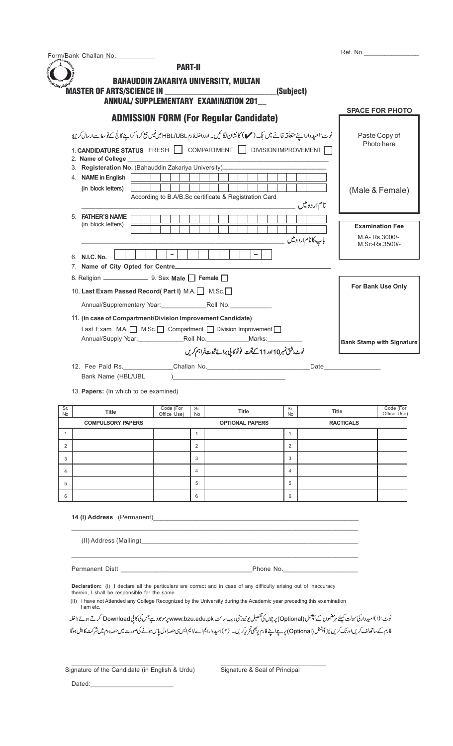Form/Bank Challan No.____________

Ref. No.________________

**PART-II**

# BAHAUDDIN ZAKARIYA UNIVERSITY, MULTAN

**MASTER OF ARTS/SCIENCE IN ______________________________(Subject)**

**ANNUAL/ SUPPLEMENTARY EXAMINATION 201__**

## ADMISSION FORM (For Regular Candidate)

**SPACE FOR PHOTO**

Paste Copy of Photo here

(Male & Female)

نوٹ: امیدوار اپنے متعلقہ خانے میں ٹِک (✔) کا نشان لگائیں ۔ اور داخلہ فارم HBL/UBL میں فیس جمع کروا کر اپنے کالج کے توسط سے ارسال کریں۔

1. **CANDIDATURE STATUS** FRESH ☐ COMPARTMENT ☐ DIVISION IMPROVEMENT ☐
2. **Name of College** ______________________________
3. **Registeration No.** (Bahauddin Zakariya University)______________________________
4. **NAME in English (in block letters)** ☐☐☐☐☐☐☐☐☐☐☐☐☐☐☐☐☐☐☐☐

   According to B.A/B.Sc certificate & Registration Card

   نام اردو میں ______________________________

5. **FATHER'S NAME (in block letters)** ☐☐☐☐☐☐☐☐☐☐☐☐☐☐☐☐☐☐☐☐

   باپ کا نام اردو میں ______________________________

6. **N.I.C. No.** ☐☐☐☐☐ - ☐☐☐☐☐☐☐ - ☐
7. **Name of City Opted for Centre**______________________________
8. Religion ____________ 9. Sex **Male** ☐ **Female** ☐
10. **Last Exam Passed Record( Part I)** M.A. ☐ M.Sc. ☐

    Annual/Supplementary Year:____________Roll No.____________

11. **(In case of Compartment/Division Improvement Candidate)**

    Last Exam M.A. ☐ M.Sc. ☐ Compartment ☐ Division Improvement ☐

    Annual/Supply Year:____________Roll No.____________Marks:__________

    نوٹ: شق نمبر 10 اور 11 کے تحت فوٹو کاپی برائے ثبوت فراہم کریں

**Examination Fee**

M.A- Rs.3000/-
M.Sc-Rs.3500/-

**For Bank Use Only**

**Bank Stamp with Signature**

12. Fee Paid Rs.____________Challan No.______________________Date______________

    Bank Name (HBL/UBL )______________________________

13. **Papers:** (In which to be examined)

| Sr. No | Title | Code (For Office Use) | Sr. No | Title | Sr. No | Title | Code (For Office Use) |
|---|---|---|---|---|---|---|---|
| | **COMPULSORY PAPERS** | | | **OPTIONAL PAPERS** | | **RACTICALS** | |
| 1 | | | 1 | | 1 | | |
| 2 | | | 2 | | 2 | | |
| 3 | | | 3 | | 3 | | |
| 4 | | | 4 | | 4 | | |
| 5 | | | 5 | | 5 | | |
| 6 | | | 6 | | 6 | | |

**14 (I) Address** (Permanent)______________________________________________

(II) Address (Mailing)______________________________________________

Permanent Distt ______________________________Phone No.____________________

**Declaration:** (I) I declare all the particulars are correct and in case of any difficulty arising out of inaccuracy therein, I shall be responsible for the same.

(II) I have not Attended any College Recognized by the University during the Academic year preceding this examination I am etc.

نوٹ: (۱) امیدوار کی سہولت کیلئے ہر مضمون کے آپشنل (Optional) پرچوں کی تفصیل یونیورسٹی ویب سائٹ www.bzu.edu.pk پر موجود ہے جس کی کاپی Download کرتے ہوئے داخلہ فارم کے ساتھ لف کریں اور ٹک کریں نیز آپشنل (Optional) پرچے اپنے فارم پر بھی تحریر کریں۔ (۲) امیدوار ایم اے/ایم ایس سی حصہ اول پاس ہونے کی صورت میں حصہ دوم میں شرکت کا اہل ہوگا

______________________________
Signature of the Candidate (in English & Urdu)

______________________________
Signature & Seal of Principal

Dated:______________________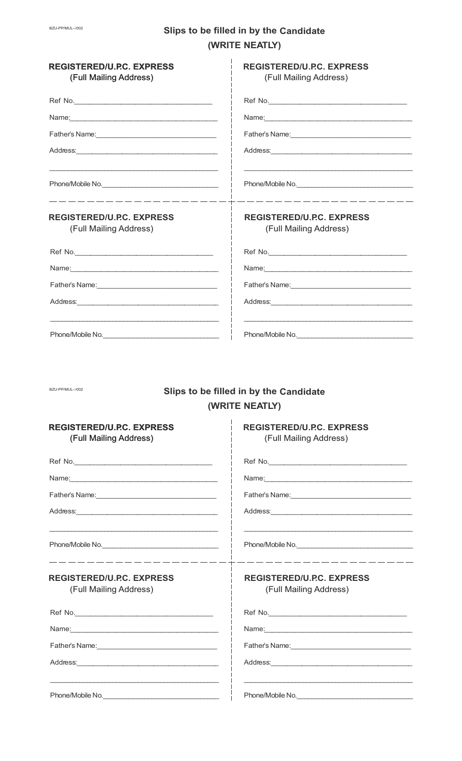BZU-PP/MUL--/002

## Slips to be filled in by the Candidate
## (WRITE NEATLY)

**REGISTERED/U.P.C. EXPRESS**
**(Full Mailing Address)**

Ref No.____________________________

Name:____________________________

Father's Name:____________________________

Address:____________________________

____________________________

Phone/Mobile No.____________________________

**REGISTERED/U.P.C. EXPRESS**
(Full Mailing Address)

Ref No.____________________________

Name:____________________________

Father's Name:____________________________

Address:____________________________

____________________________

Phone/Mobile No.____________________________

**REGISTERED/U.P.C. EXPRESS**
(Full Mailing Address)

Ref No.____________________________

Name:____________________________

Father's Name:____________________________

Address:____________________________

____________________________

Phone/Mobile No.____________________________

**REGISTERED/U.P.C. EXPRESS**
(Full Mailing Address)

Ref No.____________________________

Name:____________________________

Father's Name:____________________________

Address:____________________________

____________________________

Phone/Mobile No.____________________________

BZU-PP/MUL--/002

## Slips to be filled in by the Candidate
## (WRITE NEATLY)

**REGISTERED/U.P.C. EXPRESS**
**(Full Mailing Address)**

Ref No.____________________________

Name:____________________________

Father's Name:____________________________

Address:____________________________

____________________________

Phone/Mobile No.____________________________

**REGISTERED/U.P.C. EXPRESS**
(Full Mailing Address)

Ref No.____________________________

Name:____________________________

Father's Name:____________________________

Address:____________________________

____________________________

Phone/Mobile No.____________________________

**REGISTERED/U.P.C. EXPRESS**
(Full Mailing Address)

Ref No.____________________________

Name:____________________________

Father's Name:____________________________

Address:____________________________

____________________________

Phone/Mobile No.____________________________

**REGISTERED/U.P.C. EXPRESS**
(Full Mailing Address)

Ref No.____________________________

Name:____________________________

Father's Name:____________________________

Address:____________________________

____________________________

Phone/Mobile No.____________________________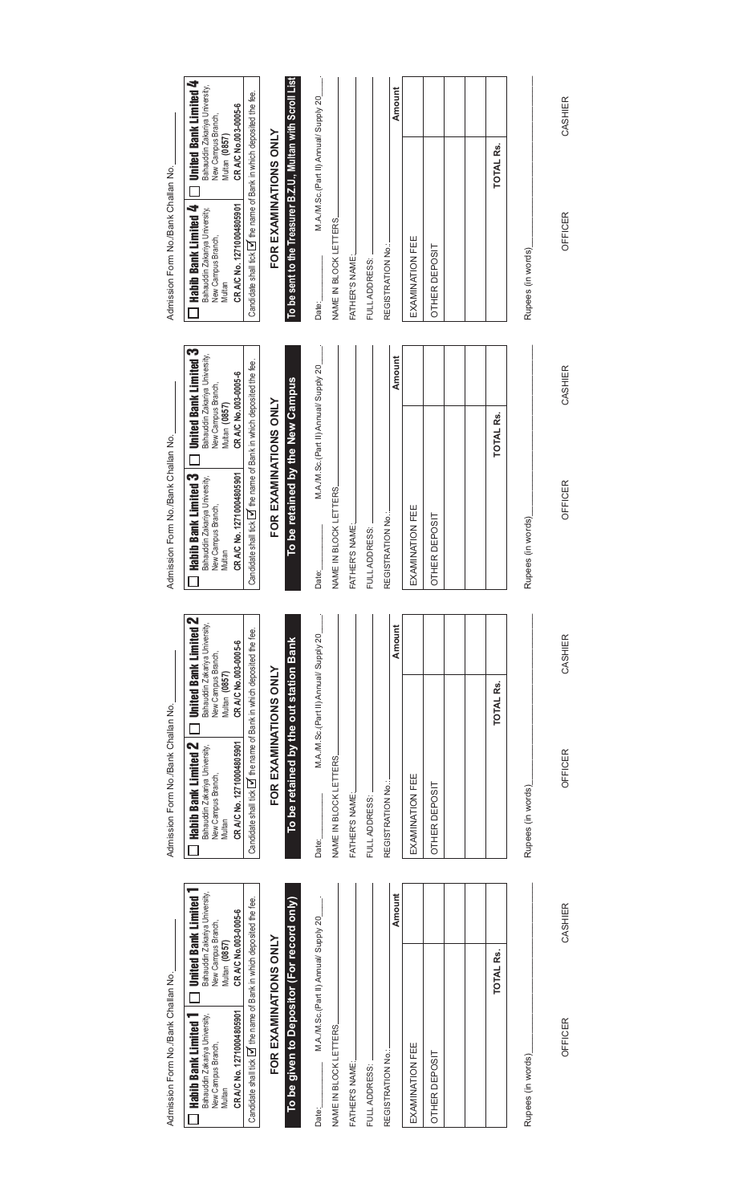## Copy 1

Admission Form No./Bank Challan No.\_\_\_\_\_\_\_\_

| | |
|---|---|
| ☐ **Habib Bank Limited 1** Bahauddin Zakariya University, New Campus Branch, Multan | ☐ **United Bank Limited 1** Bahauddin Zakariya University, New Campus Branch, Multan (0857) |
| **CR A/C No. 12710004805901** | **CR A/C No.003-0005-6** |

Candidate shall tick ☑ the name of Bank in which deposited the fee.

**FOR EXAMINATIONS ONLY**

**To be given to Depositor (For record only)**

Date:\_\_\_\_\_\_ M.A./M.Sc.(Part II) Annual/ Supply 20\_\_\_\_.

NAME IN BLOCK LETTERS\_\_\_\_\_\_\_\_

FATHER'S NAME:\_\_\_\_\_\_\_\_

FULL ADDRESS:\_\_\_\_\_\_\_\_

REGISTRATION No.:\_\_\_\_\_\_\_\_

| | Amount |
|---|---|
| EXAMINATION FEE | |
| OTHER DEPOSIT | |
| | |
| | |
| TOTAL Rs. | |

Rupees (in words)\_\_\_\_\_\_\_\_

OFFICER CASHIER

## Copy 2

Admission Form No./Bank Challan No.\_\_\_\_\_\_\_\_

| | |
|---|---|
| ☐ **Habib Bank Limited 2** Bahauddin Zakariya University, New Campus Branch, Multan | ☐ **United Bank Limited 2** Bahauddin Zakariya University, New Campus Branch, Multan (0857) |
| **CR A/C No. 12710004805901** | **CR A/C No.003-0005-6** |

Candidate shall tick ☑ the name of Bank in which deposited the fee.

**FOR EXAMINATIONS ONLY**

**To be retained by the out station Bank**

Date:\_\_\_\_\_\_ M.A./M.Sc.(Part II) Annual/ Supply 20\_\_\_\_.

NAME IN BLOCK LETTERS\_\_\_\_\_\_\_\_

FATHER'S NAME:\_\_\_\_\_\_\_\_

FULL ADDRESS:\_\_\_\_\_\_\_\_

REGISTRATION No.:\_\_\_\_\_\_\_\_

| | Amount |
|---|---|
| EXAMINATION FEE | |
| OTHER DEPOSIT | |
| | |
| | |
| TOTAL Rs. | |

Rupees (in words)\_\_\_\_\_\_\_\_

OFFICER CASHIER

## Copy 3

Admission Form No./Bank Challan No.\_\_\_\_\_\_\_\_

| | |
|---|---|
| ☐ **Habib Bank Limited 3** Bahauddin Zakariya University, New Campus Branch, Multan | ☐ **United Bank Limited 3** Bahauddin Zakariya University, New Campus Branch, Multan (0857) |
| **CR A/C No. 12710004805901** | **CR A/C No. 003-0005-6** |

Candidate shall tick ☑ the name of Bank in which deposited the fee.

**FOR EXAMINATIONS ONLY**

**To be retained by the New Campus**

Date:\_\_\_\_\_\_ M.A./M.Sc.(Part II) Annual/ Supply 20\_\_\_\_.

NAME IN BLOCK LETTERS\_\_\_\_\_\_\_\_

FATHER'S NAME:\_\_\_\_\_\_\_\_

FULL ADDRESS:\_\_\_\_\_\_\_\_

REGISTRATION No.:\_\_\_\_\_\_\_\_

| | Amount |
|---|---|
| EXAMINATION FEE | |
| OTHER DEPOSIT | |
| | |
| | |
| TOTAL Rs. | |

Rupees (in words)\_\_\_\_\_\_\_\_

OFFICER CASHIER

## Copy 4

Admission Form No./Bank Challan No.\_\_\_\_\_\_\_\_

| | |
|---|---|
| ☐ **Habib Bank Limited 4** Bahauddin Zakariya University, New Campus Branch, Multan | ☐ **United Bank Limited 4** Bahauddin Zakariya University, New Campus Branch, Multan (0857) |
| **CR A/C No. 12710004805901** | **CR A/C No.003-0005-6** |

Candidate shall tick ☑ the name of Bank in which deposited the fee.

**FOR EXAMINATIONS ONLY**

**To be sent to the Treasurer B.Z.U., Multan with Scroll List**

Date:\_\_\_\_\_\_ M.A./M.Sc.(Part II) Annual/ Supply 20\_\_\_\_.

NAME IN BLOCK LETTERS\_\_\_\_\_\_\_\_

FATHER'S NAME:\_\_\_\_\_\_\_\_

FULL ADDRESS:\_\_\_\_\_\_\_\_

REGISTRATION No.:\_\_\_\_\_\_\_\_

| | Amount |
|---|---|
| EXAMINATION FEE | |
| OTHER DEPOSIT | |
| | |
| | |
| TOTAL Rs. | |

Rupees (in words)\_\_\_\_\_\_\_\_

OFFICER CASHIER